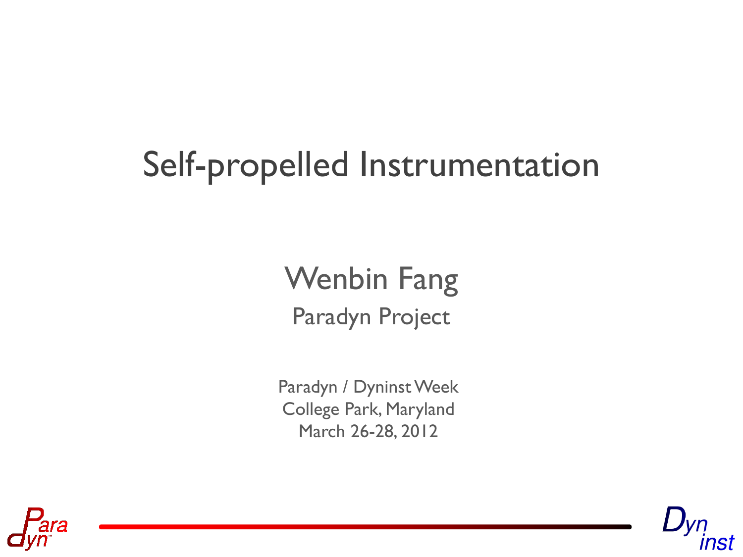# Self-propelled Instrumentation

## Wenbin Fang

Paradyn Project

Paradyn / Dyninst Week
College Park, Maryland
March 26-28, 2012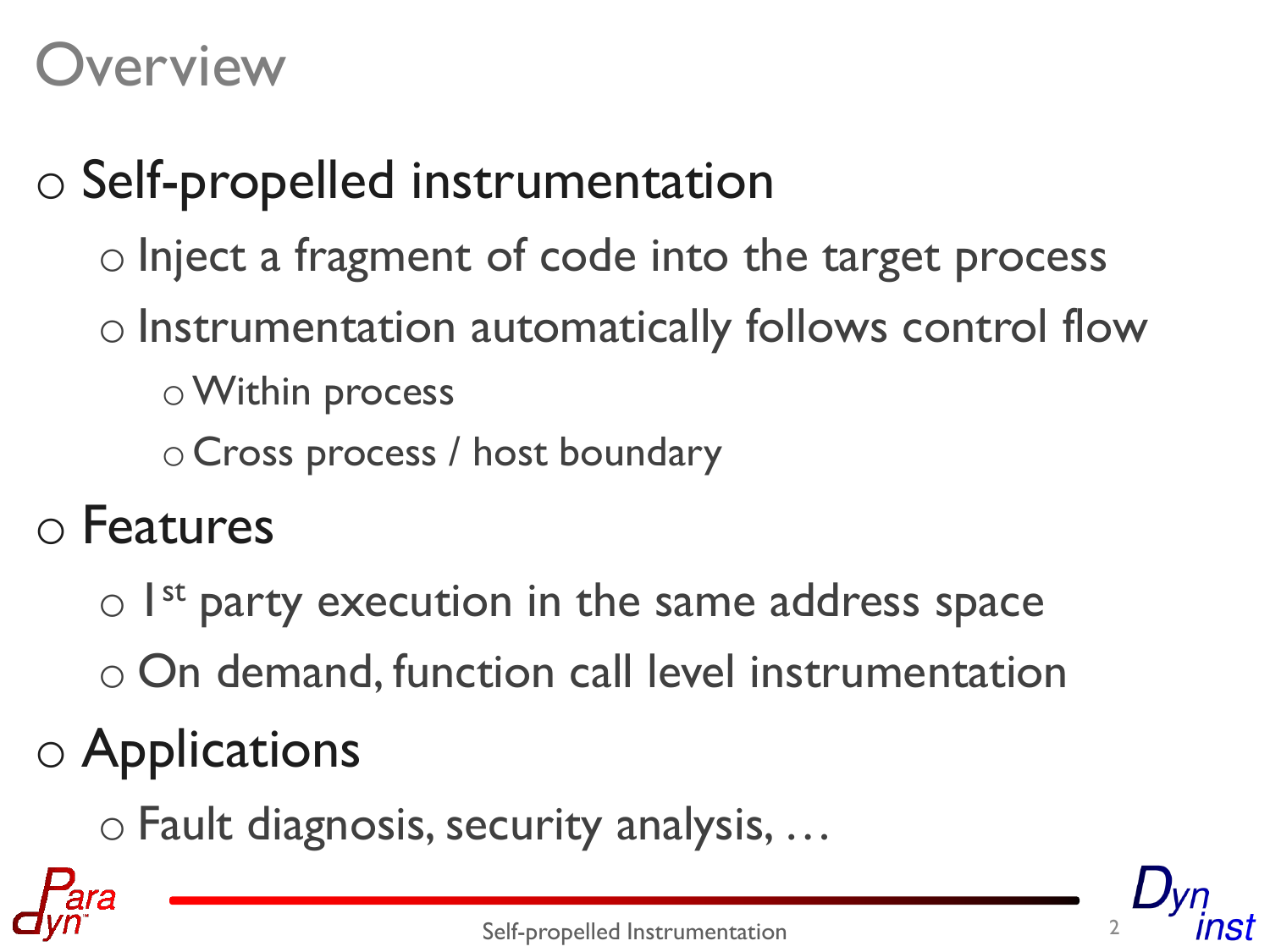# Overview

- Self-propelled instrumentation
  - Inject a fragment of code into the target process
  - Instrumentation automatically follows control flow
    - Within process
    - Cross process / host boundary
- Features
  - 1st party execution in the same address space
  - On demand, function call level instrumentation
- Applications
  - Fault diagnosis, security analysis, …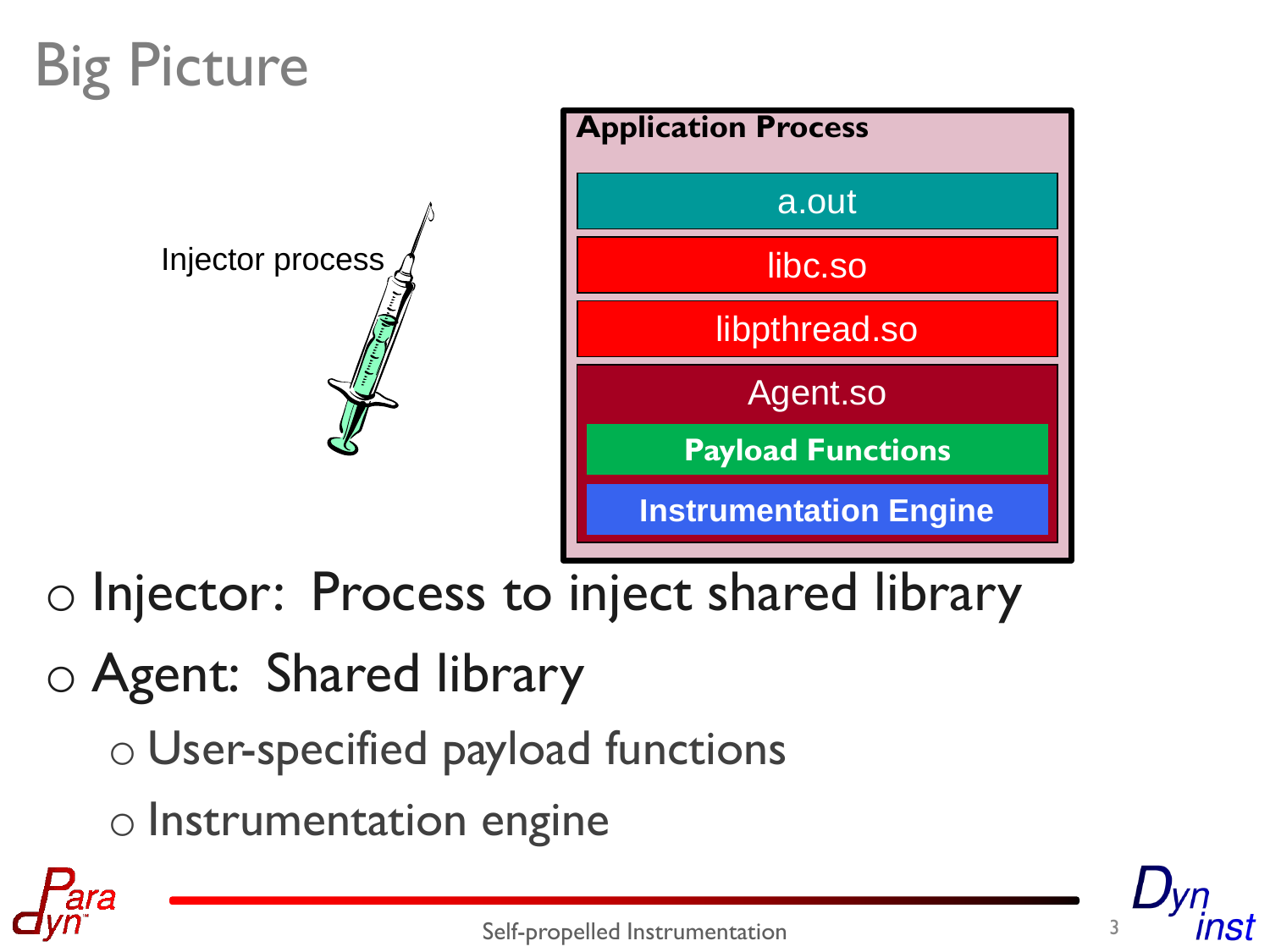# Big Picture

Injector process

**Application Process**

- a.out
- libc.so
- libpthread.so
- Agent.so
  - **Payload Functions**
  - **Instrumentation Engine**

- Injector: Process to inject shared library
- Agent: Shared library
  - User-specified payload functions
  - Instrumentation engine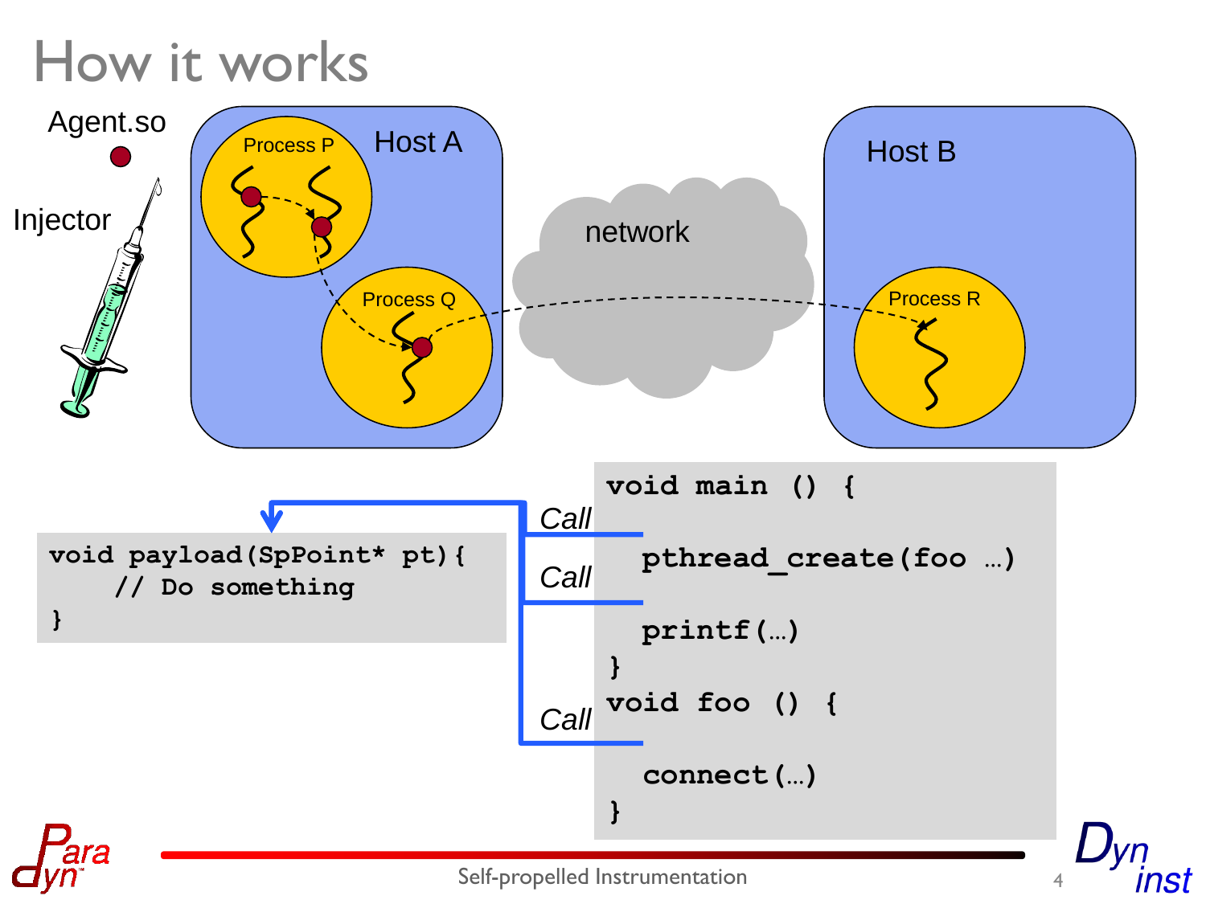# How it works

Agent.so

Injector

Host A

Process P

Process Q

network

Host B

Process R

```
void payload(SpPoint* pt){
    // Do something
}
```

Call

Call

Call

```
void main () {
  pthread_create(foo …)
  printf(…)
}
void foo () {
  connect(…)
}
```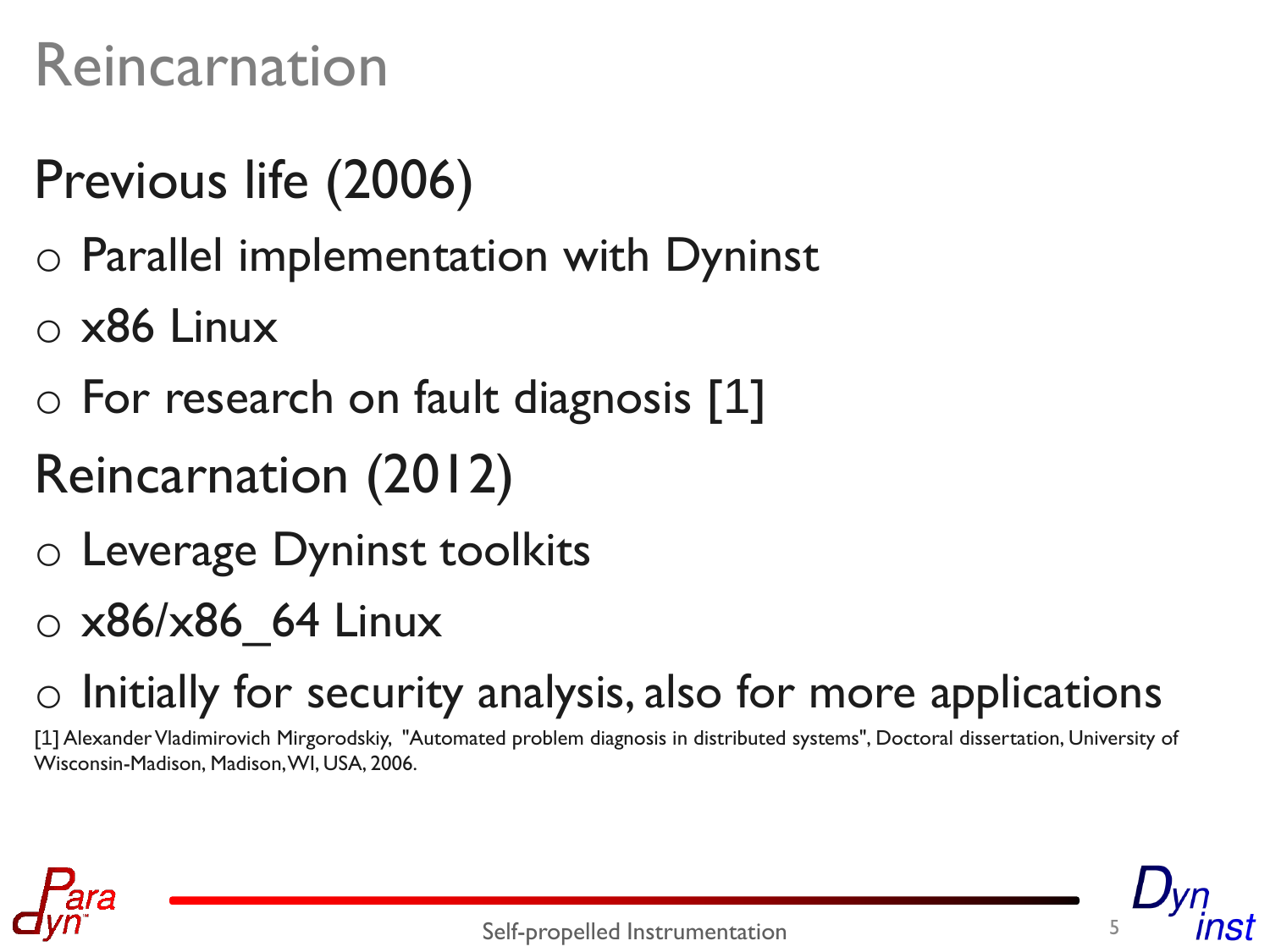# Reincarnation

## Previous life (2006)

- Parallel implementation with Dyninst
- x86 Linux
- For research on fault diagnosis [1]

## Reincarnation (2012)

- Leverage Dyninst toolkits
- x86/x86_64 Linux
- Initially for security analysis, also for more applications

[1] Alexander Vladimirovich Mirgorodskiy, "Automated problem diagnosis in distributed systems", Doctoral dissertation, University of Wisconsin-Madison, Madison, WI, USA, 2006.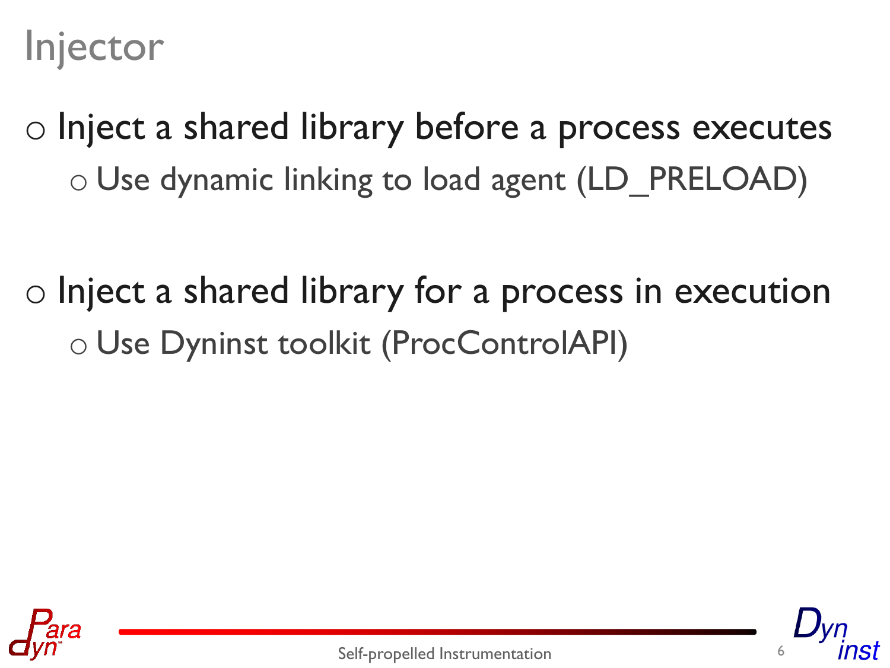# Injector

- Inject a shared library before a process executes
  - Use dynamic linking to load agent (LD_PRELOAD)

- Inject a shared library for a process in execution
  - Use Dyninst toolkit (ProcControlAPI)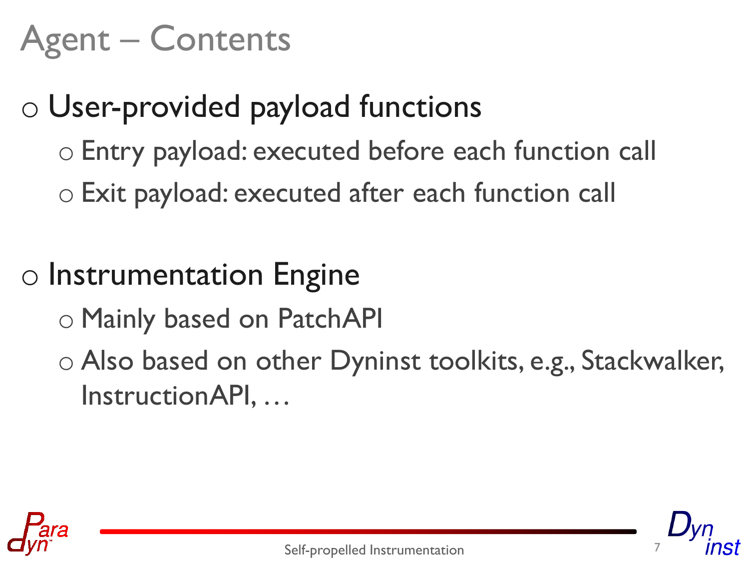# Agent – Contents

- User-provided payload functions
  - Entry payload: executed before each function call
  - Exit payload: executed after each function call

- Instrumentation Engine
  - Mainly based on PatchAPI
  - Also based on other Dyninst toolkits, e.g., Stackwalker, InstructionAPI, …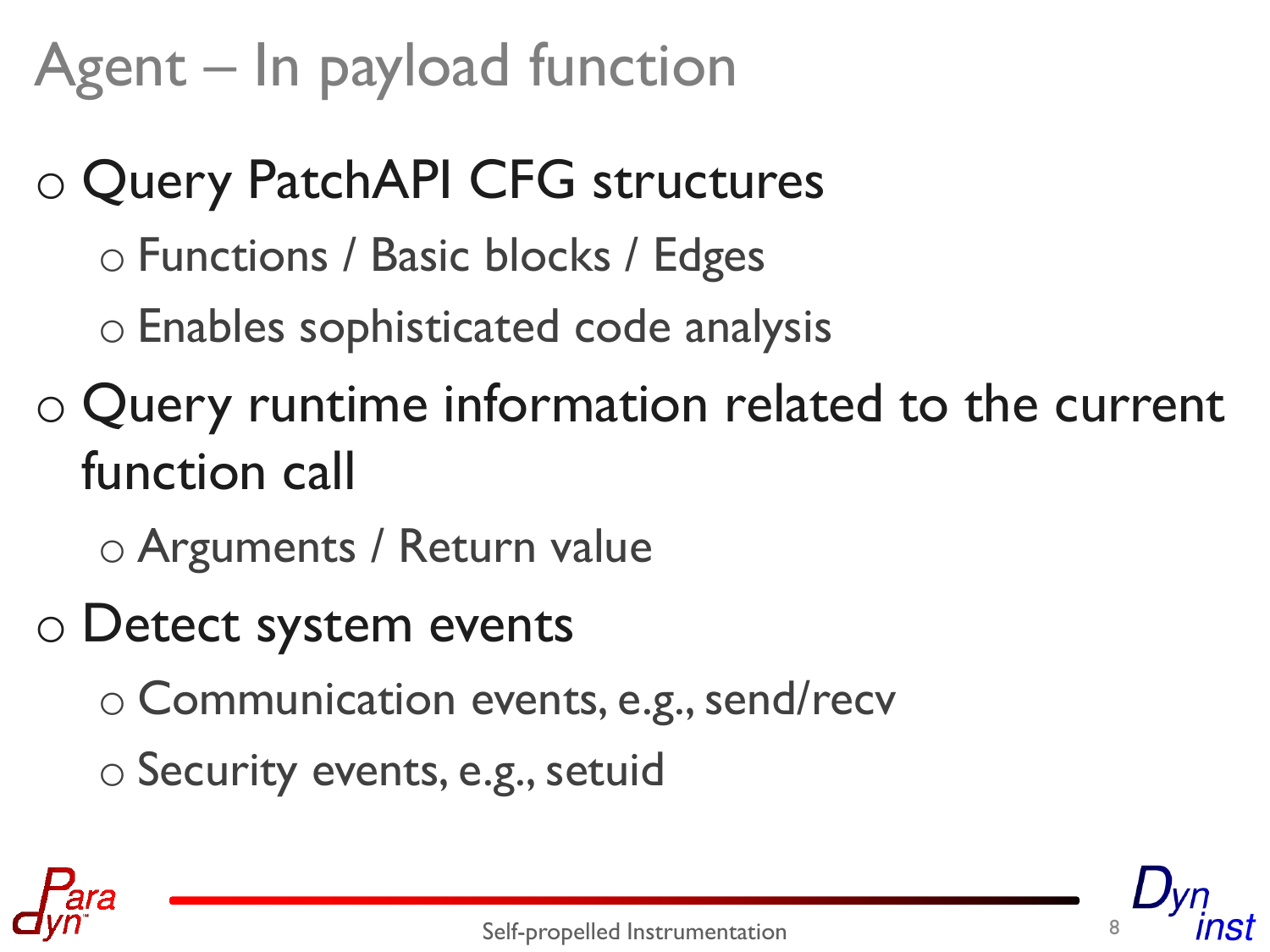# Agent – In payload function

- Query PatchAPI CFG structures
  - Functions / Basic blocks / Edges
  - Enables sophisticated code analysis
- Query runtime information related to the current function call
  - Arguments / Return value
- Detect system events
  - Communication events, e.g., send/recv
  - Security events, e.g., setuid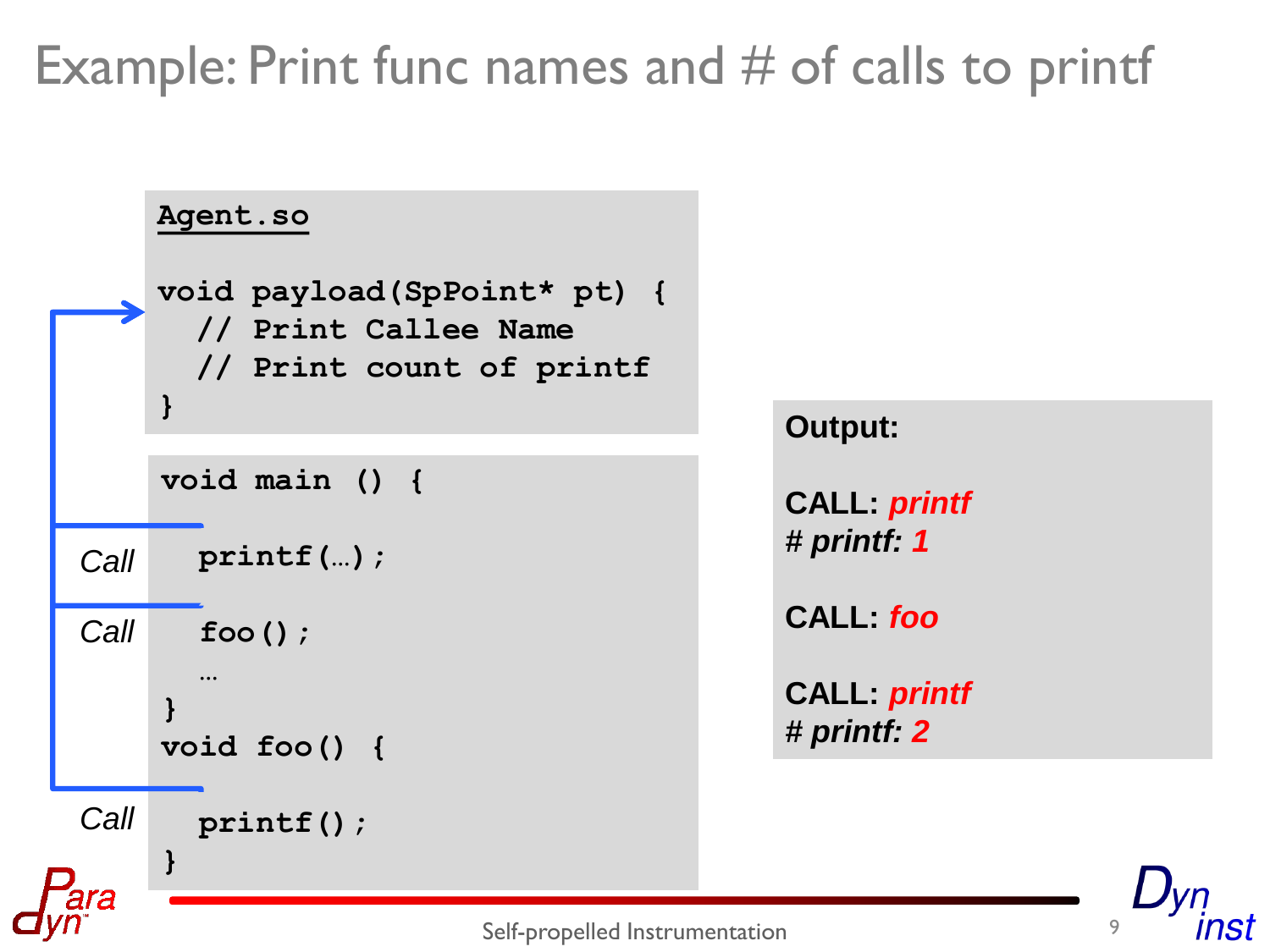# Example: Print func names and # of calls to printf

```
Agent.so

void payload(SpPoint* pt) {
  // Print Callee Name
  // Print count of printf
}
```

```
void main () {

  printf(…);        // Call

  foo();            // Call
  …
}
void foo() {

  printf();         // Call
}
```

**Output:**

**CALL:** ***printf***
**# *printf:* *1***

**CALL:** ***foo***

**CALL:** ***printf***
**# *printf:* *2***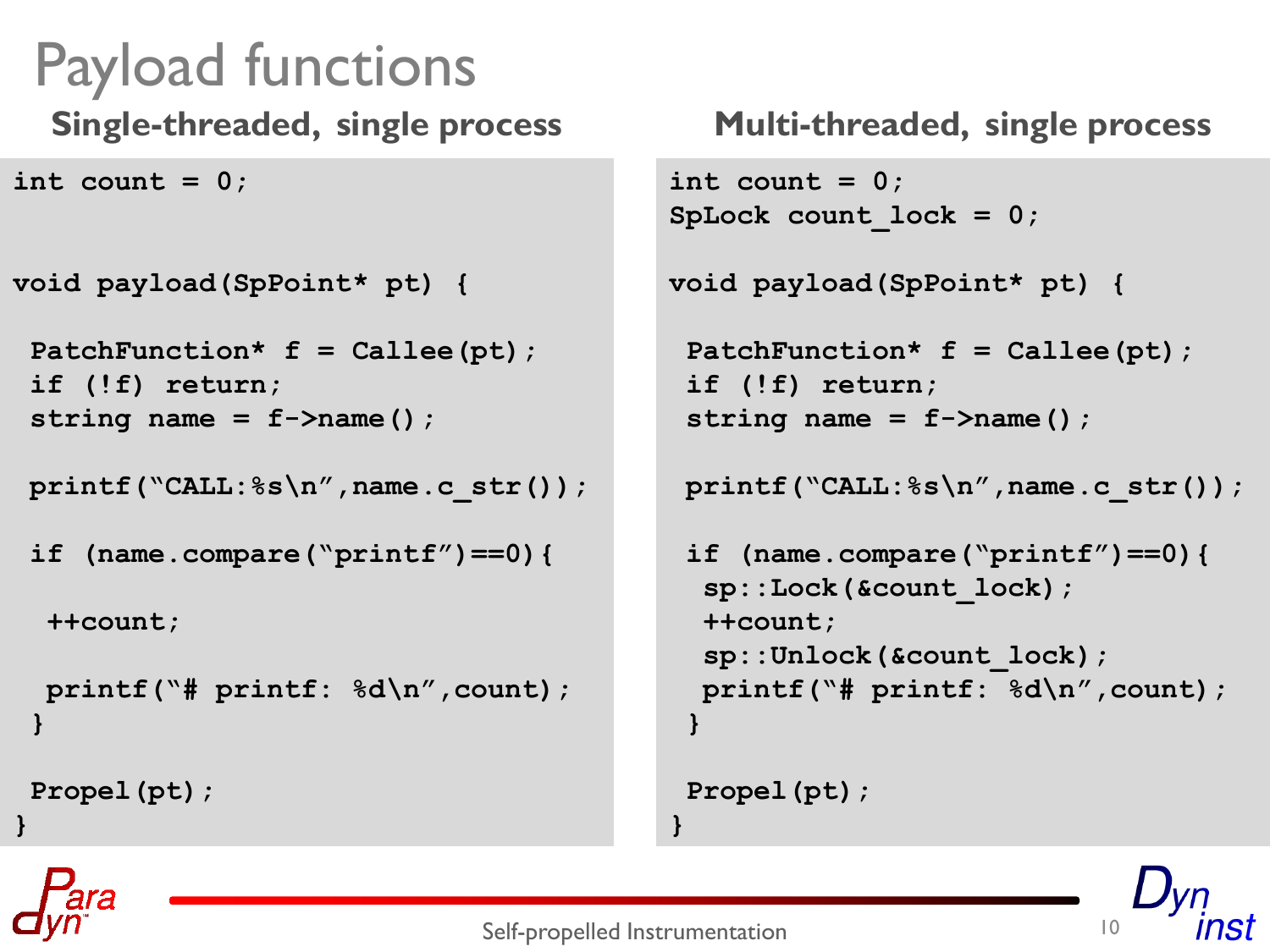# Payload functions

### Single-threaded, single process

```
int count = 0;


void payload(SpPoint* pt) {

 PatchFunction* f = Callee(pt);
 if (!f) return;
 string name = f->name();

 printf("CALL:%s\n",name.c_str());

 if (name.compare("printf")==0){

  ++count;

  printf("# printf: %d\n",count);
 }

 Propel(pt);
}
```

### Multi-threaded, single process

```
int count = 0;
SpLock count_lock = 0;

void payload(SpPoint* pt) {

 PatchFunction* f = Callee(pt);
 if (!f) return;
 string name = f->name();

 printf("CALL:%s\n",name.c_str());

 if (name.compare("printf")==0){
  sp::Lock(&count_lock);
  ++count;
  sp::Unlock(&count_lock);
  printf("# printf: %d\n",count);
 }

 Propel(pt);
}
```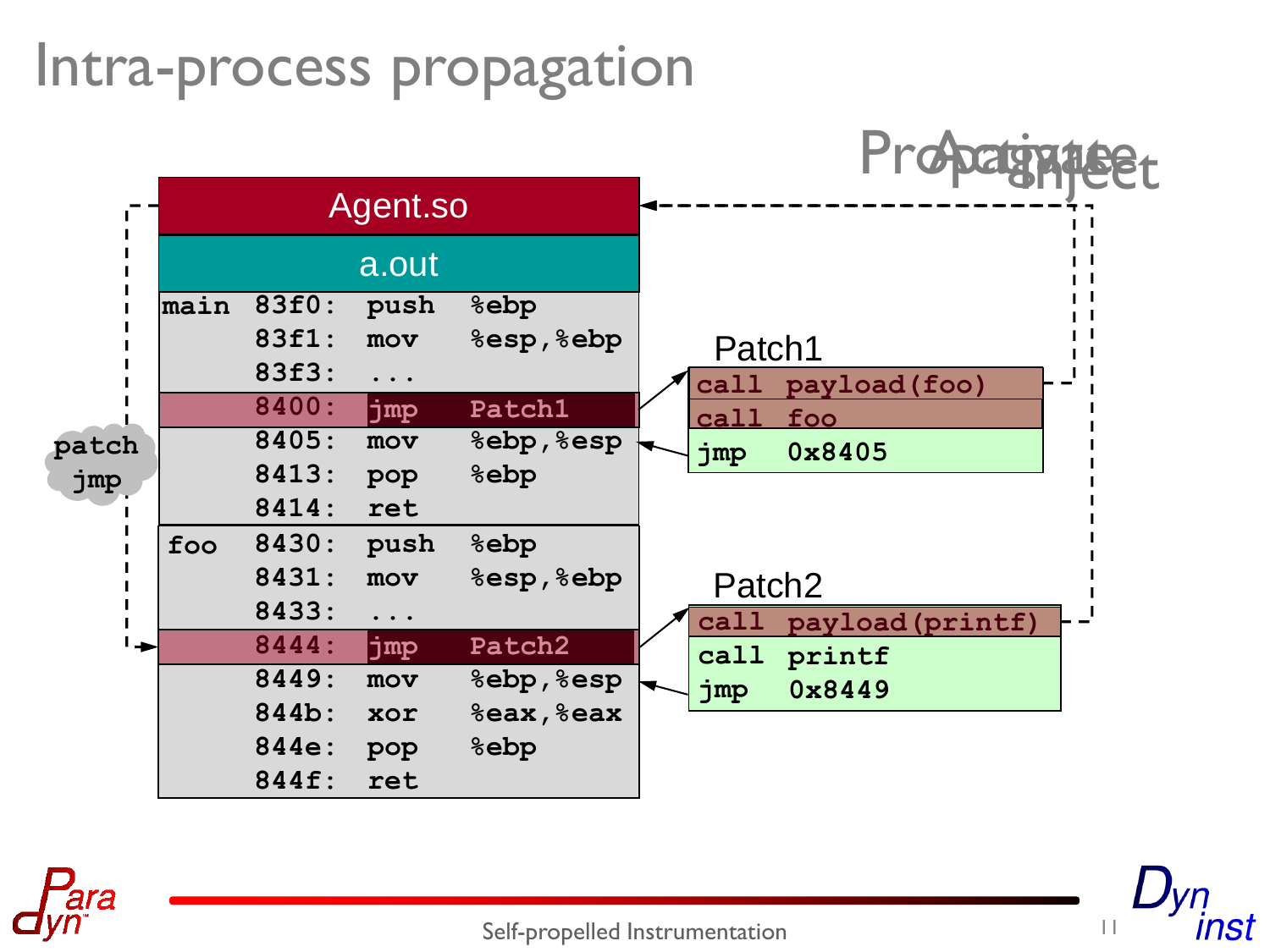# Intra-process propagation

Propagate / Activate / Inject

**Agent.so**

**a.out**

```
main  83f0:  push  %ebp
      83f1:  mov   %esp,%ebp
      83f3:  ...
      8400:  jmp   Patch1
      8405:  mov   %ebp,%esp
      8413:  pop   %ebp
      8414:  ret
foo   8430:  push  %ebp
      8431:  mov   %esp,%ebp
      8433:  ...
      8444:  jmp   Patch2
      8449:  mov   %ebp,%esp
      844b:  xor   %eax,%eax
      844e:  pop   %ebp
      844f:  ret
```

patch jmp

Patch1

```
call  payload(foo)
call  foo
jmp   0x8405
```

Patch2

```
call  payload(printf)
call  printf
jmp   0x8449
```

Self-propelled Instrumentation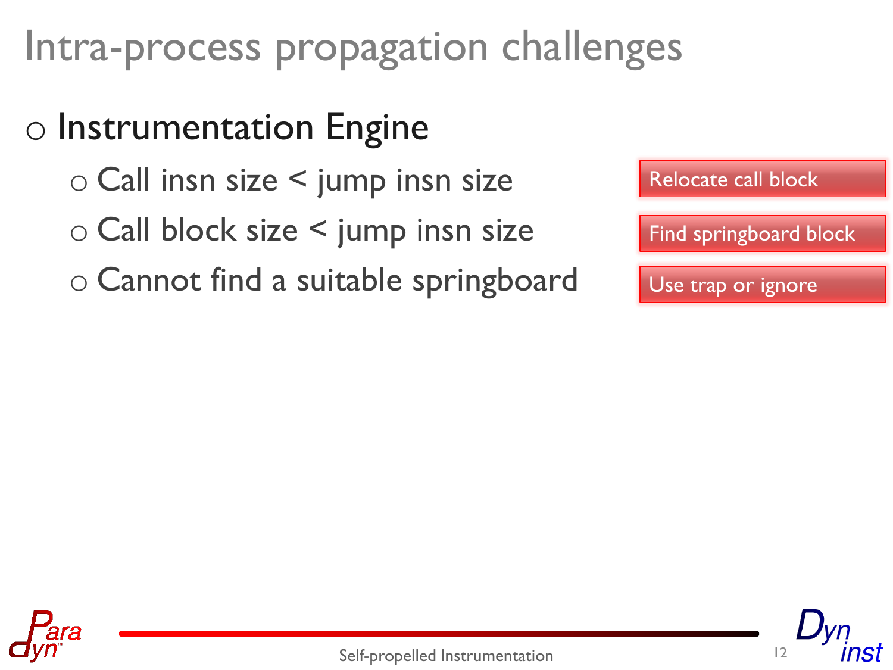# Intra-process propagation challenges

- Instrumentation Engine
  - Call insn size < jump insn size — Relocate call block
  - Call block size < jump insn size — Find springboard block
  - Cannot find a suitable springboard — Use trap or ignore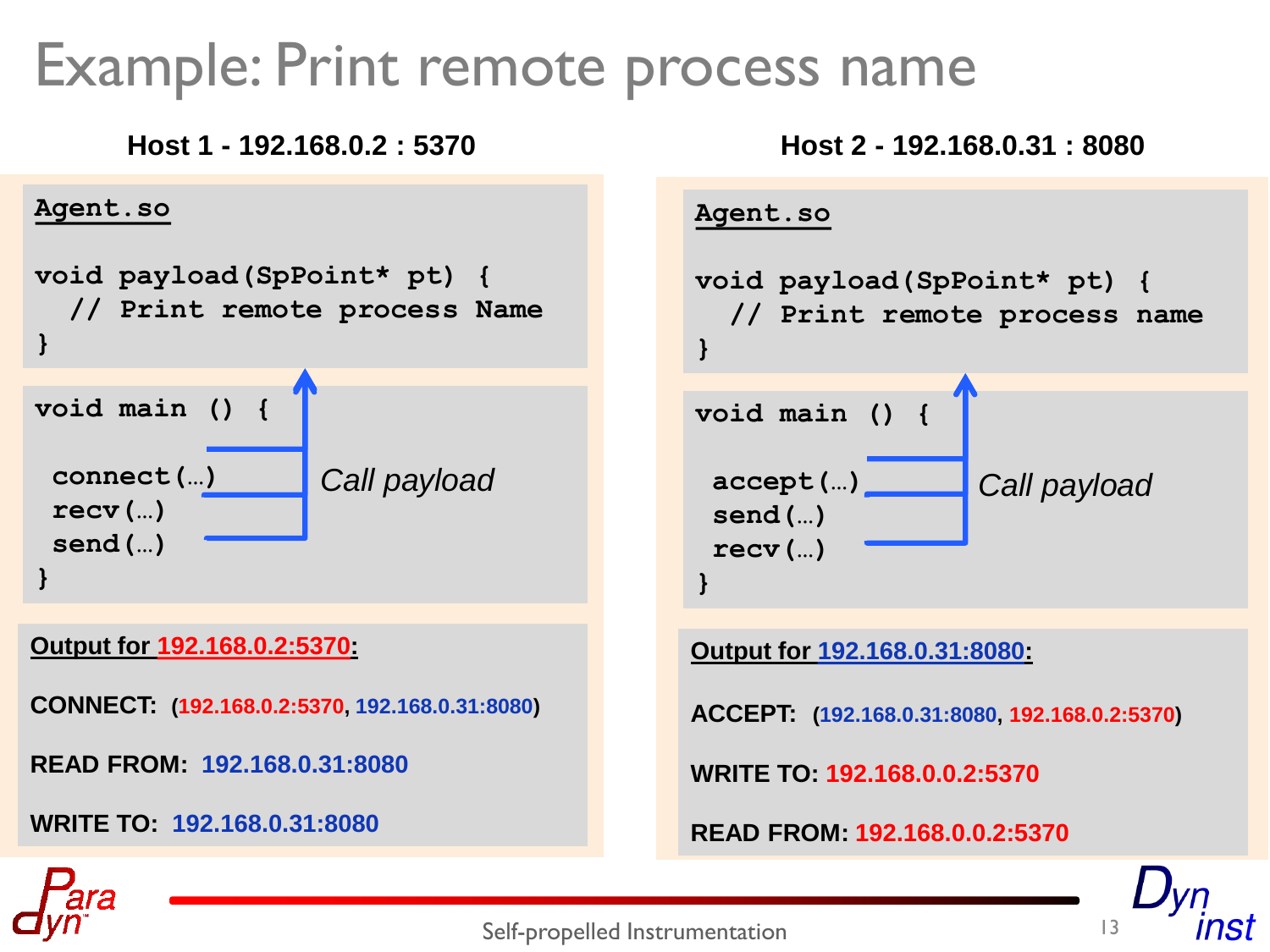# Example: Print remote process name

## Host 1 - 192.168.0.2 : 5370

**Agent.so**

```
void payload(SpPoint* pt) {
  // Print remote process Name
}
```

```
void main () {

  connect(…)
  recv(…)
  send(…)
}
```

*Call payload*

**Output for 192.168.0.2:5370:**

**CONNECT:** (192.168.0.2:5370, 192.168.0.31:8080)

**READ FROM:** 192.168.0.31:8080

**WRITE TO:** 192.168.0.31:8080

## Host 2 - 192.168.0.31 : 8080

**Agent.so**

```
void payload(SpPoint* pt) {
  // Print remote process name
}
```

```
void main () {

  accept(…)
  send(…)
  recv(…)
}
```

*Call payload*

**Output for 192.168.0.31:8080:**

**ACCEPT:** (192.168.0.31:8080, 192.168.0.2:5370)

**WRITE TO:** 192.168.0.0.2:5370

**READ FROM:** 192.168.0.0.2:5370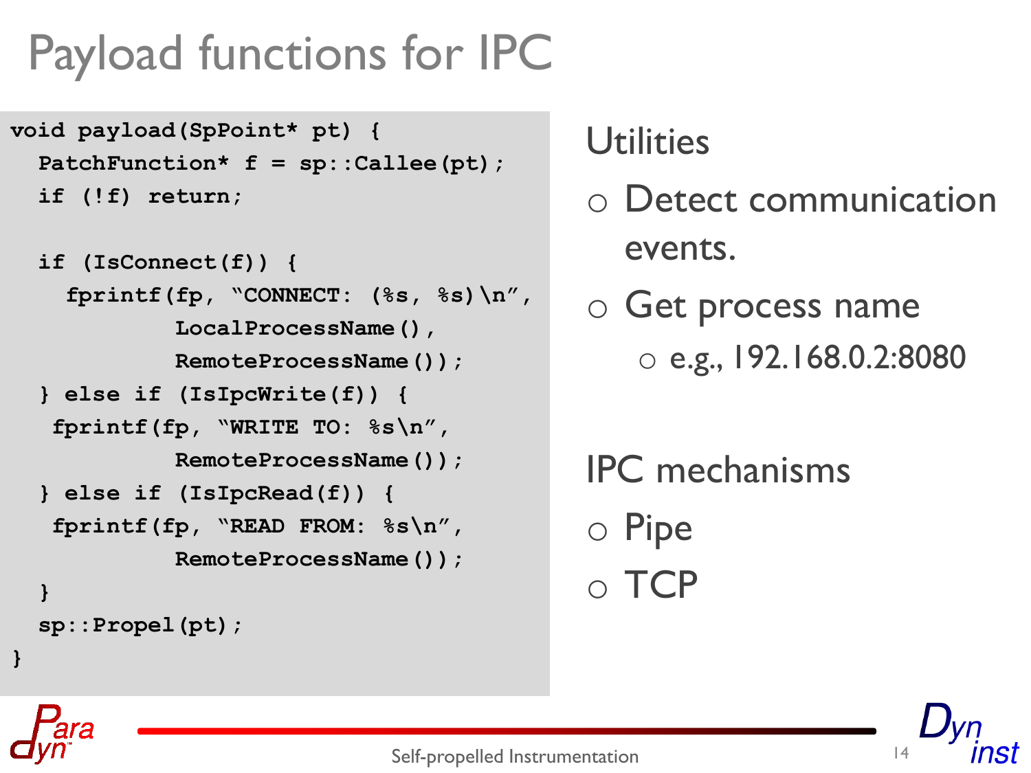# Payload functions for IPC

```
void payload(SpPoint* pt) {
  PatchFunction* f = sp::Callee(pt);
  if (!f) return;

  if (IsConnect(f)) {
    fprintf(fp, "CONNECT: (%s, %s)\n",
            LocalProcessName(),
            RemoteProcessName());
  } else if (IsIpcWrite(f)) {
   fprintf(fp, "WRITE TO: %s\n",
            RemoteProcessName());
  } else if (IsIpcRead(f)) {
   fprintf(fp, "READ FROM: %s\n",
            RemoteProcessName());
  }
  sp::Propel(pt);
}
```

Utilities

- Detect communication events.
- Get process name
  - e.g., 192.168.0.2:8080

IPC mechanisms

- Pipe
- TCP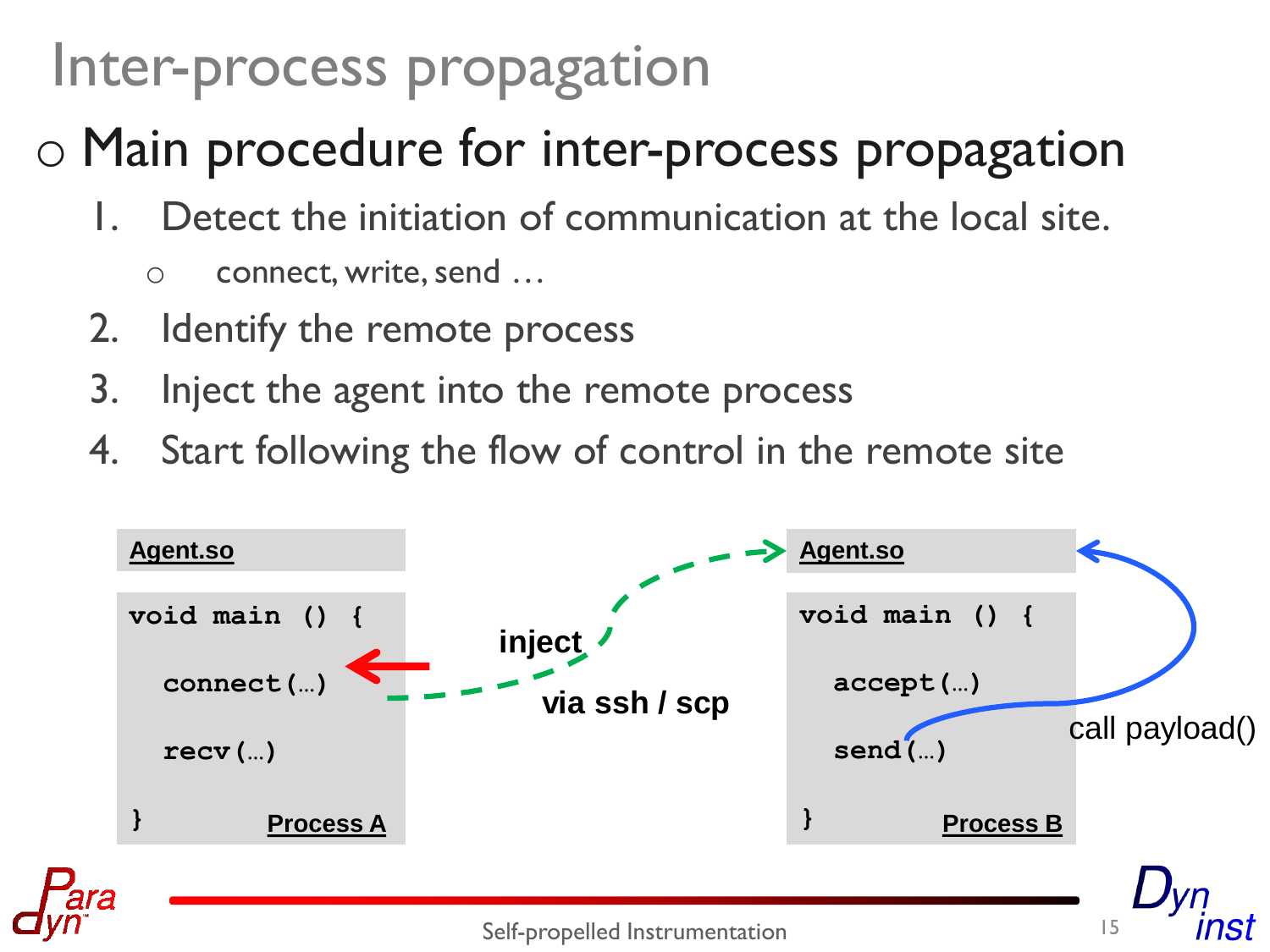# Inter-process propagation

- Main procedure for inter-process propagation
  1. Detect the initiation of communication at the local site.
     - connect, write, send …
  2. Identify the remote process
  3. Inject the agent into the remote process
  4. Start following the flow of control in the remote site

**Agent.so**

```
void main () {
  connect(…)
  recv(…)
}
```

**Process A**

inject

via ssh / scp

**Agent.so**

```
void main () {
  accept(…)
  send(…)
}
```

**Process B**

call payload()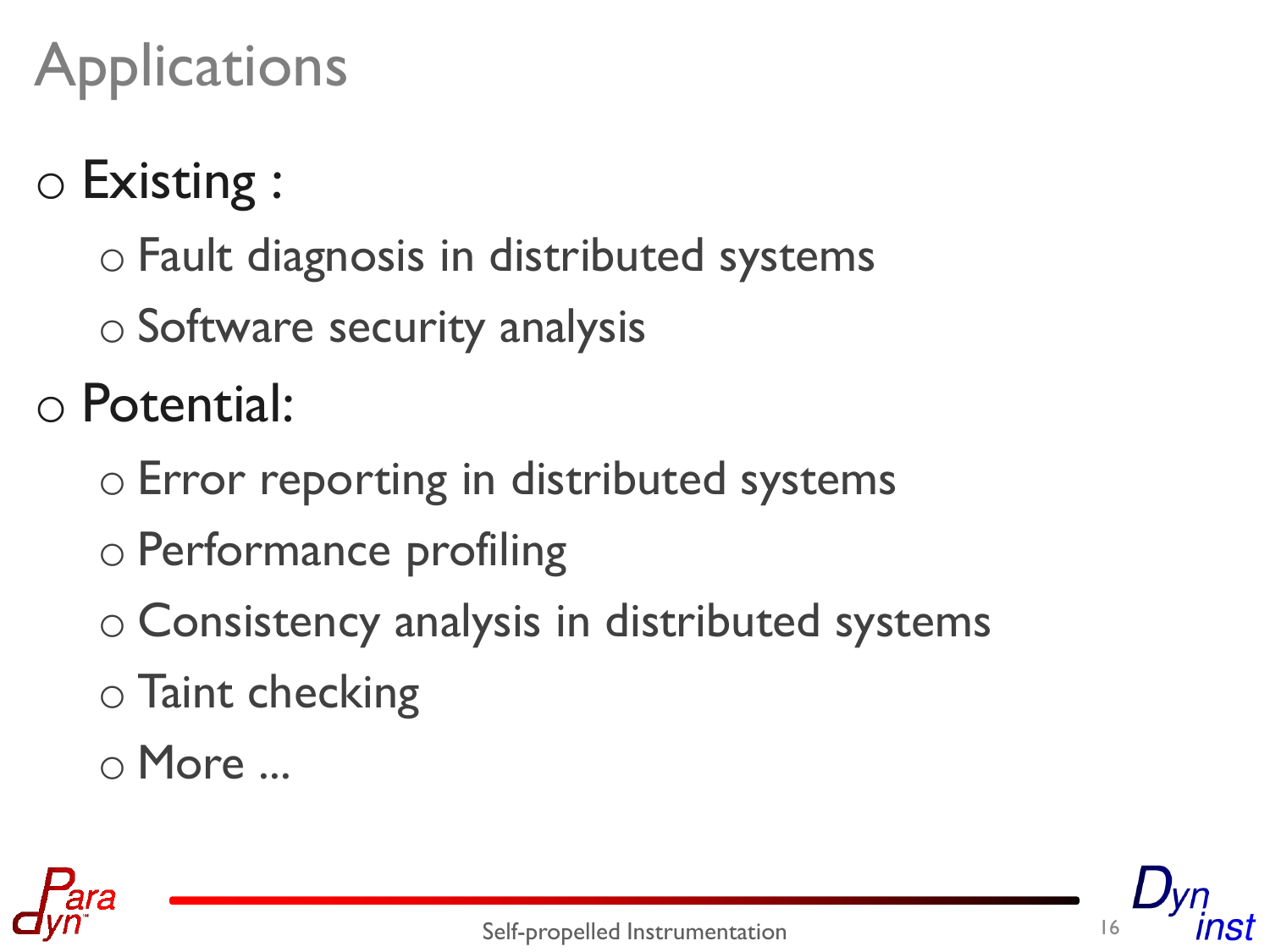# Applications

- Existing :
  - Fault diagnosis in distributed systems
  - Software security analysis
- Potential:
  - Error reporting in distributed systems
  - Performance profiling
  - Consistency analysis in distributed systems
  - Taint checking
  - More ...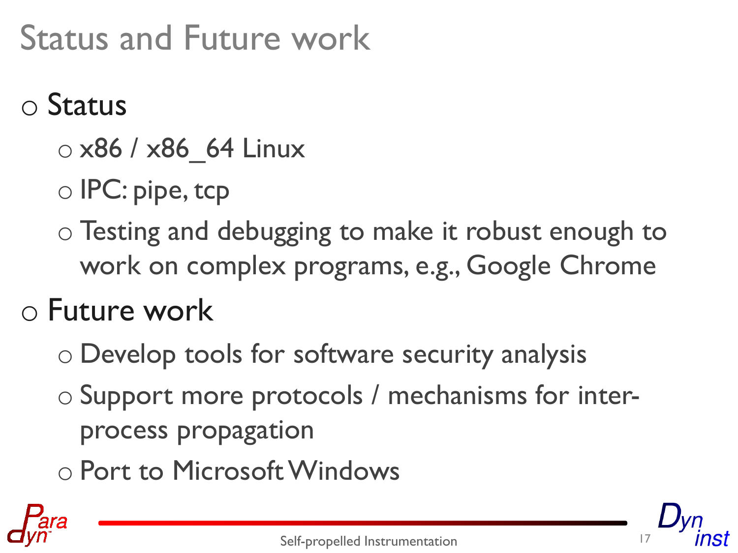# Status and Future work

- Status
  - x86 / x86_64 Linux
  - IPC: pipe, tcp
  - Testing and debugging to make it robust enough to work on complex programs, e.g., Google Chrome
- Future work
  - Develop tools for software security analysis
  - Support more protocols / mechanisms for inter-process propagation
  - Port to Microsoft Windows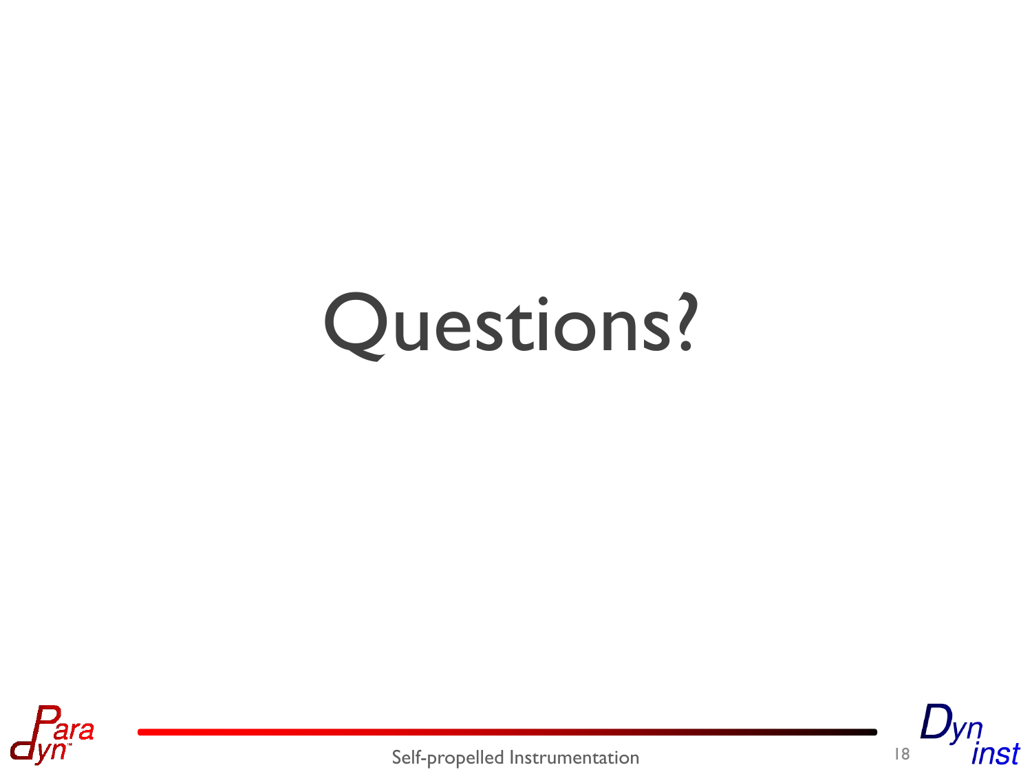# Questions?